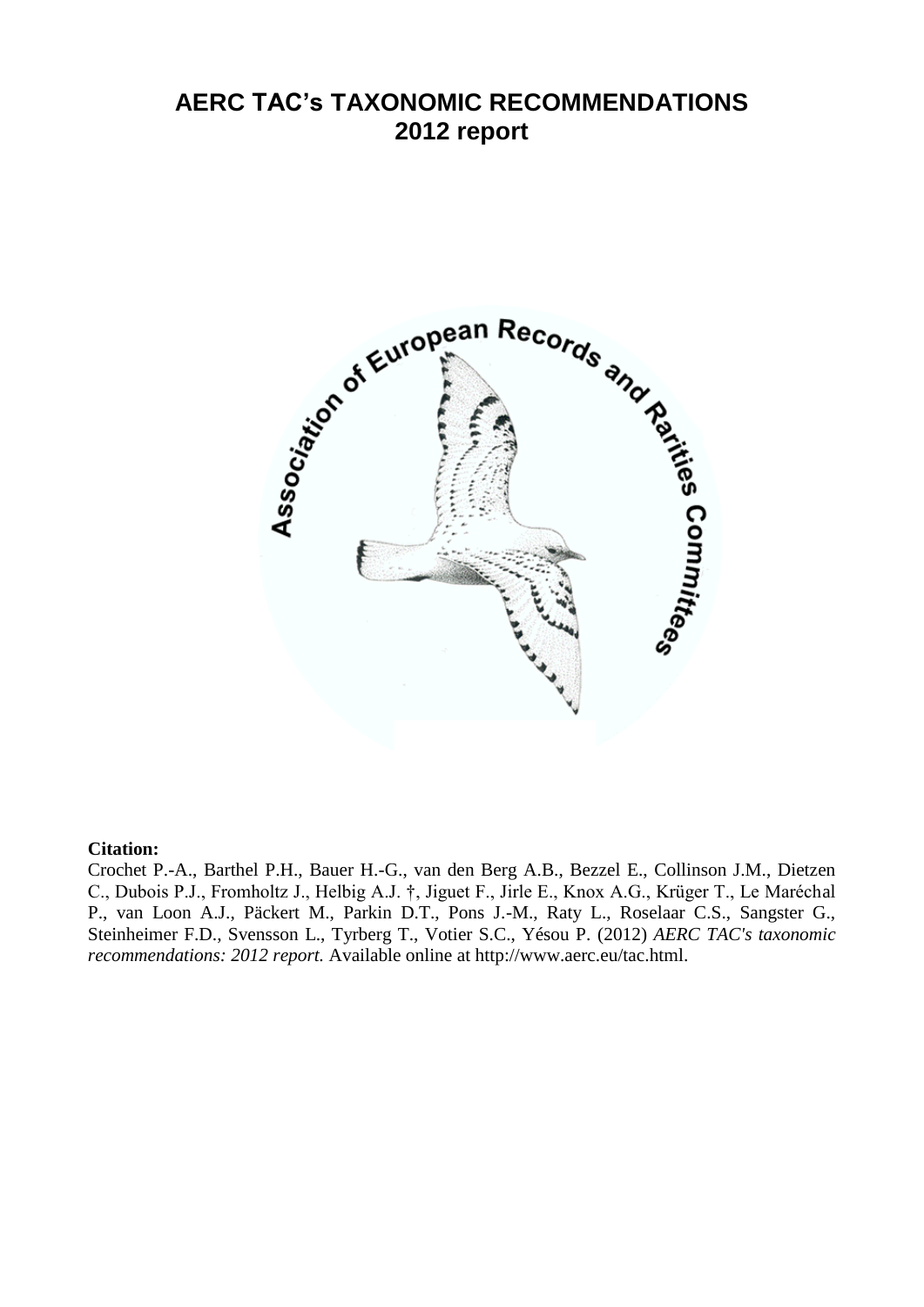# AERC TAC's TAXONOMIC RECOMMENDATIONS
## 2012 report

**Citation:**

Crochet P.-A., Barthel P.H., Bauer H.-G., van den Berg A.B., Bezzel E., Collinson J.M., Dietzen C., Dubois P.J., Fromholtz J., Helbig A.J. †, Jiguet F., Jirle E., Knox A.G., Krüger T., Le Maréchal P., van Loon A.J., Päckert M., Parkin D.T., Pons J.-M., Raty L., Roselaar C.S., Sangster G., Steinheimer F.D., Svensson L., Tyrberg T., Votier S.C., Yésou P. (2012) *AERC TAC's taxonomic recommendations: 2012 report.* Available online at http://www.aerc.eu/tac.html.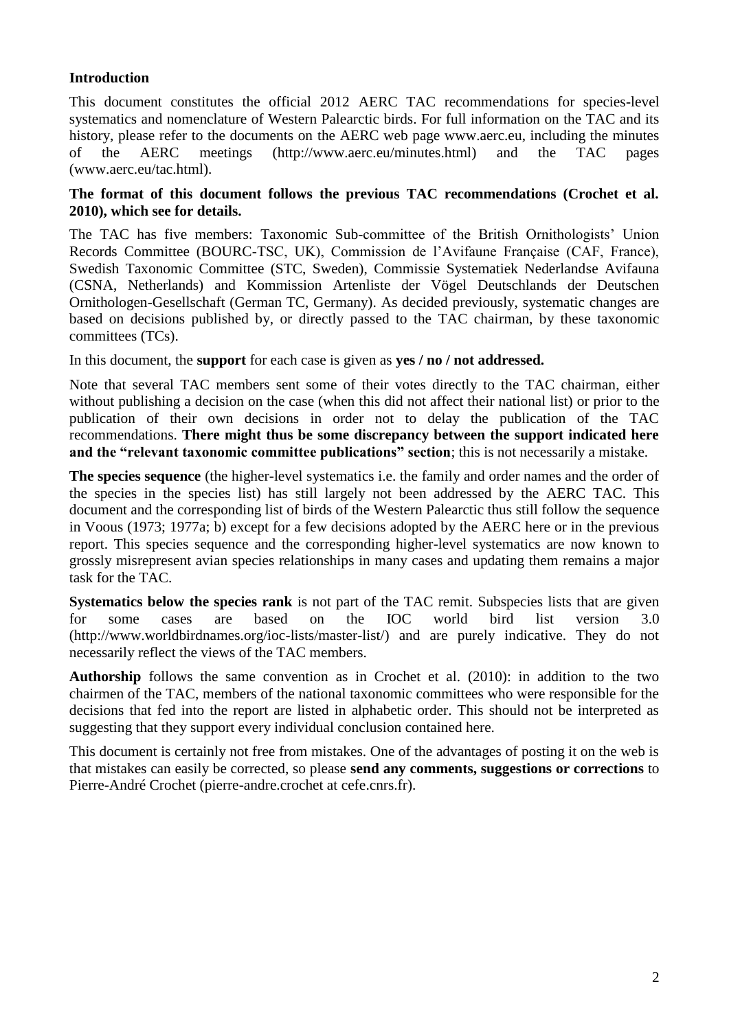## Introduction

This document constitutes the official 2012 AERC TAC recommendations for species-level systematics and nomenclature of Western Palearctic birds. For full information on the TAC and its history, please refer to the documents on the AERC web page www.aerc.eu, including the minutes of the AERC meetings (http://www.aerc.eu/minutes.html) and the TAC pages (www.aerc.eu/tac.html).

**The format of this document follows the previous TAC recommendations (Crochet et al. 2010), which see for details.**

The TAC has five members: Taxonomic Sub-committee of the British Ornithologists' Union Records Committee (BOURC-TSC, UK), Commission de l'Avifaune Française (CAF, France), Swedish Taxonomic Committee (STC, Sweden), Commissie Systematiek Nederlandse Avifauna (CSNA, Netherlands) and Kommission Artenliste der Vögel Deutschlands der Deutschen Ornithologen-Gesellschaft (German TC, Germany). As decided previously, systematic changes are based on decisions published by, or directly passed to the TAC chairman, by these taxonomic committees (TCs).

In this document, the **support** for each case is given as **yes / no / not addressed.**

Note that several TAC members sent some of their votes directly to the TAC chairman, either without publishing a decision on the case (when this did not affect their national list) or prior to the publication of their own decisions in order not to delay the publication of the TAC recommendations. **There might thus be some discrepancy between the support indicated here and the "relevant taxonomic committee publications" section**; this is not necessarily a mistake.

**The species sequence** (the higher-level systematics i.e. the family and order names and the order of the species in the species list) has still largely not been addressed by the AERC TAC. This document and the corresponding list of birds of the Western Palearctic thus still follow the sequence in Voous (1973; 1977a; b) except for a few decisions adopted by the AERC here or in the previous report. This species sequence and the corresponding higher-level systematics are now known to grossly misrepresent avian species relationships in many cases and updating them remains a major task for the TAC.

**Systematics below the species rank** is not part of the TAC remit. Subspecies lists that are given for some cases are based on the IOC world bird list version 3.0 (http://www.worldbirdnames.org/ioc-lists/master-list/) and are purely indicative. They do not necessarily reflect the views of the TAC members.

**Authorship** follows the same convention as in Crochet et al. (2010): in addition to the two chairmen of the TAC, members of the national taxonomic committees who were responsible for the decisions that fed into the report are listed in alphabetic order. This should not be interpreted as suggesting that they support every individual conclusion contained here.

This document is certainly not free from mistakes. One of the advantages of posting it on the web is that mistakes can easily be corrected, so please **send any comments, suggestions or corrections** to Pierre-André Crochet (pierre-andre.crochet at cefe.cnrs.fr).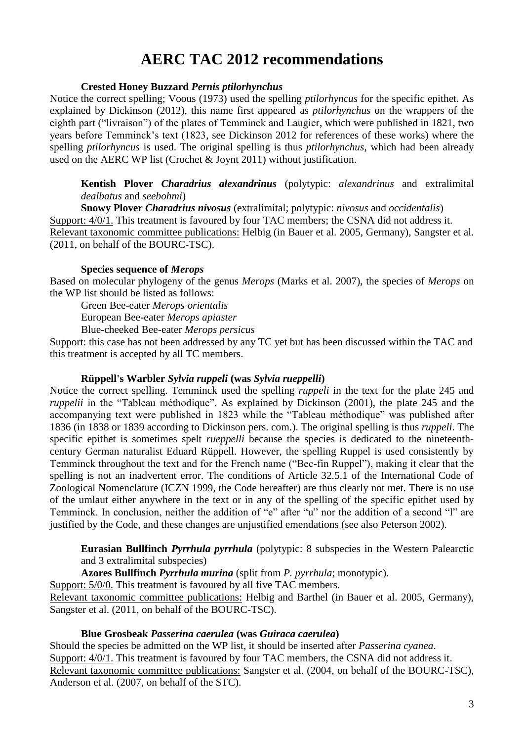# AERC TAC 2012 recommendations

**Crested Honey Buzzard *Pernis ptilorhynchus***

Notice the correct spelling; Voous (1973) used the spelling *ptilorhyncus* for the specific epithet. As explained by Dickinson (2012), this name first appeared as *ptilorhynchus* on the wrappers of the eighth part ("livraison") of the plates of Temminck and Laugier, which were published in 1821, two years before Temminck's text (1823, see Dickinson 2012 for references of these works) where the spelling *ptilorhyncus* is used. The original spelling is thus *ptilorhynchus*, which had been already used on the AERC WP list (Crochet & Joynt 2011) without justification.

**Kentish Plover *Charadrius alexandrinus*** (polytypic: *alexandrinus* and extralimital *dealbatus* and *seebohmi*)

**Snowy Plover *Charadrius nivosus*** (extralimital; polytypic: *nivosus* and *occidentalis*)

Support: 4/0/1. This treatment is favoured by four TAC members; the CSNA did not address it.
Relevant taxonomic committee publications: Helbig (in Bauer et al. 2005, Germany), Sangster et al. (2011, on behalf of the BOURC-TSC).

**Species sequence of *Merops***

Based on molecular phylogeny of the genus *Merops* (Marks et al. 2007), the species of *Merops* on the WP list should be listed as follows:

Green Bee-eater *Merops orientalis*
European Bee-eater *Merops apiaster*
Blue-cheeked Bee-eater *Merops persicus*

Support: this case has not been addressed by any TC yet but has been discussed within the TAC and this treatment is accepted by all TC members.

**Rüppell's Warbler *Sylvia ruppeli* (was *Sylvia rueppelli*)**

Notice the correct spelling. Temminck used the spelling *ruppeli* in the text for the plate 245 and *ruppelii* in the "Tableau méthodique". As explained by Dickinson (2001), the plate 245 and the accompanying text were published in 1823 while the "Tableau méthodique" was published after 1836 (in 1838 or 1839 according to Dickinson pers. com.). The original spelling is thus *ruppeli*. The specific epithet is sometimes spelt *rueppelli* because the species is dedicated to the nineteenth-century German naturalist Eduard Rüppell. However, the spelling Ruppel is used consistently by Temminck throughout the text and for the French name ("Bec-fin Ruppel"), making it clear that the spelling is not an inadvertent error. The conditions of Article 32.5.1 of the International Code of Zoological Nomenclature (ICZN 1999, the Code hereafter) are thus clearly not met. There is no use of the umlaut either anywhere in the text or in any of the spelling of the specific epithet used by Temminck. In conclusion, neither the addition of "e" after "u" nor the addition of a second "l" are justified by the Code, and these changes are unjustified emendations (see also Peterson 2002).

**Eurasian Bullfinch *Pyrrhula pyrrhula*** (polytypic: 8 subspecies in the Western Palearctic and 3 extralimital subspecies)

**Azores Bullfinch *Pyrrhula murina*** (split from *P. pyrrhula*; monotypic).

Support: 5/0/0. This treatment is favoured by all five TAC members.
Relevant taxonomic committee publications: Helbig and Barthel (in Bauer et al. 2005, Germany), Sangster et al. (2011, on behalf of the BOURC-TSC).

**Blue Grosbeak *Passerina caerulea* (was *Guiraca caerulea*)**

Should the species be admitted on the WP list, it should be inserted after *Passerina cyanea*.
Support: 4/0/1. This treatment is favoured by four TAC members, the CSNA did not address it.
Relevant taxonomic committee publications: Sangster et al. (2004, on behalf of the BOURC-TSC), Anderson et al. (2007, on behalf of the STC).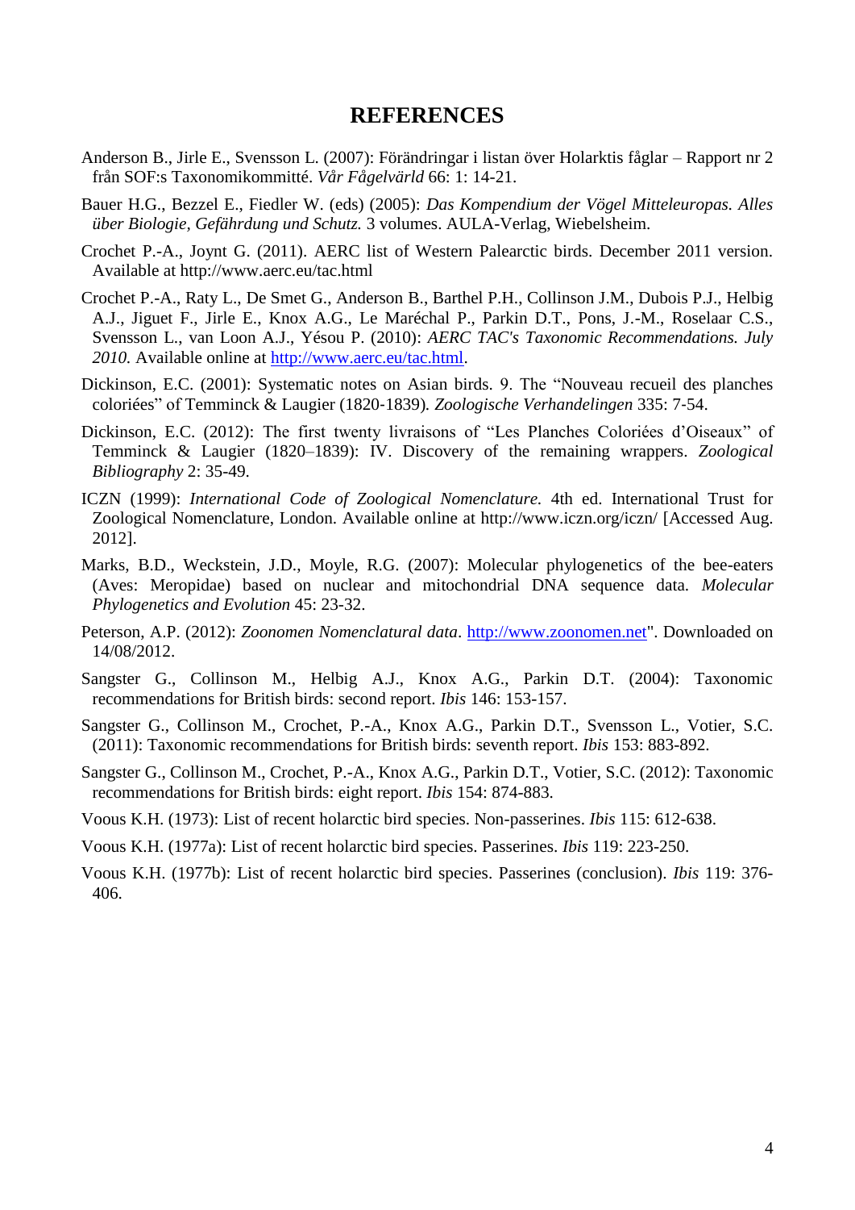# REFERENCES

Anderson B., Jirle E., Svensson L. (2007): Förändringar i listan över Holarktis fåglar – Rapport nr 2 från SOF:s Taxonomikommitté. *Vår Fågelvärld* 66: 1: 14-21.

Bauer H.G., Bezzel E., Fiedler W. (eds) (2005): *Das Kompendium der Vögel Mitteleuropas. Alles über Biologie, Gefährdung und Schutz.* 3 volumes. AULA-Verlag, Wiebelsheim.

Crochet P.-A., Joynt G. (2011). AERC list of Western Palearctic birds. December 2011 version. Available at http://www.aerc.eu/tac.html

Crochet P.-A., Raty L., De Smet G., Anderson B., Barthel P.H., Collinson J.M., Dubois P.J., Helbig A.J., Jiguet F., Jirle E., Knox A.G., Le Maréchal P., Parkin D.T., Pons, J.-M., Roselaar C.S., Svensson L., van Loon A.J., Yésou P. (2010): *AERC TAC's Taxonomic Recommendations. July 2010.* Available online at http://www.aerc.eu/tac.html.

Dickinson, E.C. (2001): Systematic notes on Asian birds. 9. The "Nouveau recueil des planches coloriées" of Temminck & Laugier (1820-1839). *Zoologische Verhandelingen* 335: 7-54.

Dickinson, E.C. (2012): The first twenty livraisons of "Les Planches Coloriées d'Oiseaux" of Temminck & Laugier (1820–1839): IV. Discovery of the remaining wrappers. *Zoological Bibliography* 2: 35-49.

ICZN (1999): *International Code of Zoological Nomenclature.* 4th ed. International Trust for Zoological Nomenclature, London. Available online at http://www.iczn.org/iczn/ [Accessed Aug. 2012].

Marks, B.D., Weckstein, J.D., Moyle, R.G. (2007): Molecular phylogenetics of the bee-eaters (Aves: Meropidae) based on nuclear and mitochondrial DNA sequence data. *Molecular Phylogenetics and Evolution* 45: 23-32.

Peterson, A.P. (2012): *Zoonomen Nomenclatural data*. http://www.zoonomen.net". Downloaded on 14/08/2012.

Sangster G., Collinson M., Helbig A.J., Knox A.G., Parkin D.T. (2004): Taxonomic recommendations for British birds: second report. *Ibis* 146: 153-157.

Sangster G., Collinson M., Crochet, P.-A., Knox A.G., Parkin D.T., Svensson L., Votier, S.C. (2011): Taxonomic recommendations for British birds: seventh report. *Ibis* 153: 883-892.

Sangster G., Collinson M., Crochet, P.-A., Knox A.G., Parkin D.T., Votier, S.C. (2012): Taxonomic recommendations for British birds: eight report. *Ibis* 154: 874-883.

Voous K.H. (1973): List of recent holarctic bird species. Non-passerines. *Ibis* 115: 612-638.

Voous K.H. (1977a): List of recent holarctic bird species. Passerines. *Ibis* 119: 223-250.

Voous K.H. (1977b): List of recent holarctic bird species. Passerines (conclusion). *Ibis* 119: 376-406.